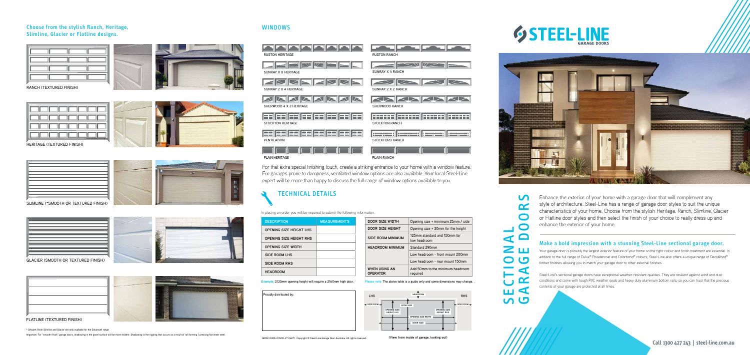## Choose from the stylish Ranch, Heritage, Slimline, Glacier or Flatline designs.

RANCH (TEXTURED FINISH)

HERITAGE (TEXTURED FINISH)

SLIMLINE (*SMOOTH OR TEXTURED FINISH)

GLACIER (SMOOTH OR TEXTURED FINISH)

FLATLINE (TEXTURED FINISH)

* Smooth finish Slimline and Glacier are only available for the Savannah range.

Important: For "smooth finish" garage doors, shadowing in the panel surface will be more evident. Shadowing is the rippling that occurs as a result of roll forming / pressing flat sheet steel.

## WINDOWS

RUSTON HERITAGE

RUSTON RANCH

SUNRAY X 8 HERITAGE

SUNRAY X 4 RANCH

SUNRAY 2 X 4 HERITAGE

SUNRAY 2 X 2 RANCH

SHERWOOD 4 X 2 HERITAGE

SHERWOOD RANCH

STOCKTON HERITAGE

STOCKTON RANCH

VENTILATION

STOCKFORD RANCH

PLAIN HERITAGE

PLAIN RANCH

For that extra special finishing touch, create a striking entrance to your home with a window feature. For garages prone to dampness, ventilated window options are also available. Your local Steel-Line expert will be more than happy to discuss the full range of window options available to you.

## TECHNICAL DETAILS

In placing an order you will be required to submit the following information.

| DESCRIPTION | MEASUREMENTS |
|---|---|
| OPENING SIZE HEIGHT LHS | |
| OPENING SIZE HEIGHT RHS | |
| OPENING SIZE WIDTH | |
| SIDE ROOM LHS | |
| SIDE ROOM RHS | |
| HEADROOM | |

Example: 2130mm opening height will require a 2160mm high door.

| DOOR SIZE WIDTH | Opening size + minimum 25mm / side |
|---|---|
| DOOR SIZE HEIGHT | Opening size + 30mm for the height |
| SIDE ROOM MINIMUM | 125mm standard and 150mm for low headroom |
| HEADROOM MINIMUM | Standard 290mm |
| | Low headroom - front mount 200mm |
| | Low headroom - rear mount 150mm |
| WHEN USING AN OPERATOR | Add 50mm to the minimum headroom required |

Please note: The above table is a guide only and some dimensions may change.

Proudly distributed by:

LHS — HEADROOM — RHS — SIDE ROOM — DOOR SIZE — OPENING SIZE HEIGHT LHS — OPENING SIZE HEIGHT RHS — OPENING SIZE WIDTH — DOOR SIZE — SIDE ROOM

(View from inside of garage, looking out)

MO02-0305-01SGD-V7 (0617) Copyright © Steel-Line Garage Door Australia. All rights reserved.

# STEEL-LINE GARAGE DOORS

# SECTIONAL GARAGE DOORS

Enhance the exterior of your home with a garage door that will complement any style of architecture. Steel-Line has a range of garage door styles to suit the unique characteristics of your home. Choose from the stylish Heritage, Ranch, Slimline, Glacier or Flatline door styles and then select the finish of your choice to really dress up and enhance the exterior of your home.

### Make a bold impression with a stunning Steel-Line sectional garage door.

Your garage door is possibly the largest exterior feature of your home so the right colour and finish treatment are essential. In addition to the full range of Dulux® Powdercoat and Colorbond® colours, Steel-Line also offers a unique range of DecoWood® timber finishes allowing you to match your garage door to other external finishes.

Steel-Line's sectional garage doors have exceptional weather-resistant qualities. They are resilient against wind and dust conditions and come with tough PVC weather seals and heavy duty aluminium bottom rails, so you can trust that the precious contents of your garage are protected at all times.

Call 1300 427 243 | steel-line.com.au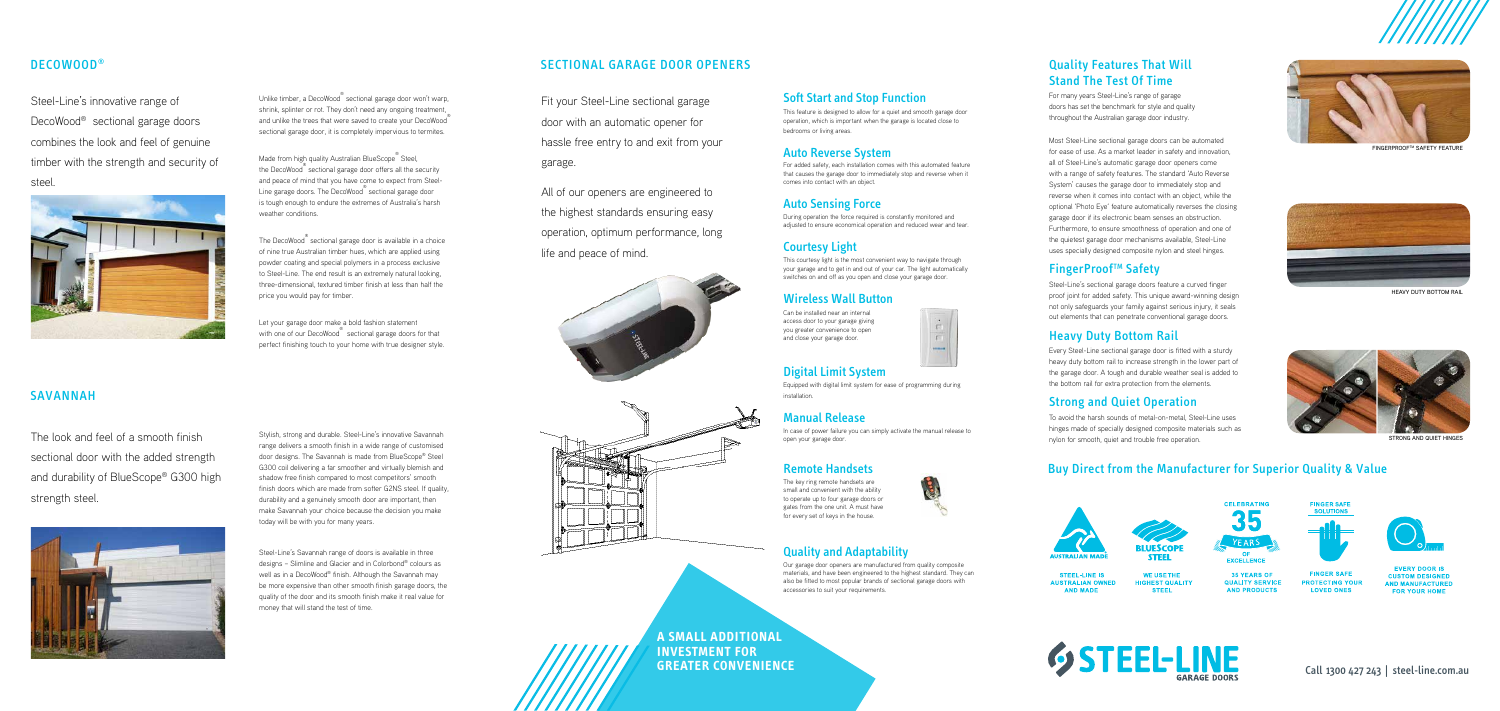## DECOWOOD®

Steel-Line's innovative range of DecoWood® sectional garage doors combines the look and feel of genuine timber with the strength and security of steel.

Unlike timber, a DecoWood® sectional garage door won't warp, shrink, splinter or rot. They don't need any ongoing treatment, and unlike the trees that were sawed to create your DecoWood® sectional garage door, it is completely impervious to termites.

Made from high quality Australian BlueScope® Steel, the DecoWood® sectional garage door offers all the security and peace of mind that you have come to expect from Steel-Line garage doors. The DecoWood® sectional garage door is tough enough to endure the extremes of Australia's harsh weather conditions.

The DecoWood® sectional garage door is available in a choice of nine true Australian timber hues, which are applied using powder coating and special polymers in a process exclusive to Steel-Line. The end result is an extremely natural looking, three-dimensional, textured timber finish at less than half the price you would pay for timber.

Let your garage door make a bold fashion statement with one of our DecoWood® sectional garage doors for that perfect finishing touch to your home with true designer style.

## SAVANNAH

The look and feel of a smooth finish sectional door with the added strength and durability of BlueScope® G300 high strength steel.

Stylish, strong and durable. Steel-Line's innovative Savannah range delivers a smooth finish in a wide range of customised door designs. The Savannah is made from BlueScope® Steel G300 coil delivering a far smoother and virtually blemish and shadow free finish compared to most competitors' smooth finish doors which are made from softer G2NS steel. If quality, durability and a genuinely smooth door are important, then make Savannah your choice because the decision you make today will be with you for many years.

Steel-Line's Savannah range of doors is available in three designs – Slimline and Glacier and in Colorbond® colours as well as in a DecoWood® finish. Although the Savannah may be more expensive than other smooth finish garage doors, the quality of the door and its smooth finish make it real value for money that will stand the test of time.

## SECTIONAL GARAGE DOOR OPENERS

Fit your Steel-Line sectional garage door with an automatic opener for hassle free entry to and exit from your garage.

All of our openers are engineered to the highest standards ensuring easy operation, optimum performance, long life and peace of mind.

### Soft Start and Stop Function

This feature is designed to allow for a quiet and smooth garage door operation, which is important when the garage is located close to bedrooms or living areas.

### Auto Reverse System

For added safety, each installation comes with this automated feature that causes the garage door to immediately stop and reverse when it comes into contact with an object.

### Auto Sensing Force

During operation the force required is constantly monitored and adjusted to ensure economical operation and reduced wear and tear.

### Courtesy Light

This courtesy light is the most convenient way to navigate through your garage and to get in and out of your car. The light automatically switches on and off as you open and close your garage door.

### Wireless Wall Button

Can be installed near an internal access door to your garage giving you greater convenience to open and close your garage door.

### Digital Limit System

Equipped with digital limit system for ease of programming during installation.

### Manual Release

In case of power failure you can simply activate the manual release to open your garage door.

### Remote Handsets

The key ring remote handsets are small and convenient with the ability to operate up to four garage doors or gates from the one unit. A must have for every set of keys in the house.

### Quality and Adaptability

Our garage door openers are manufactured from quality composite materials, and have been engineered to the highest standard. They can also be fitted to most popular brands of sectional garage doors with accessories to suit your requirements.

**A SMALL ADDITIONAL INVESTMENT FOR GREATER CONVENIENCE**

## Quality Features That Will Stand The Test Of Time

For many years Steel-Line's range of garage doors has set the benchmark for style and quality throughout the Australian garage door industry.

Most Steel-Line sectional garage doors can be automated for ease of use. As a market leader in safety and innovation, all of Steel-Line's automatic garage door openers come with a range of safety features. The standard 'Auto Reverse System' causes the garage door to immediately stop and reverse when it comes into contact with an object, while the optional 'Photo Eye' feature automatically reverses the closing garage door if its electronic beam senses an obstruction. Furthermore, to ensure smoothness of operation and one of the quietest garage door mechanisms available, Steel-Line uses specially designed composite nylon and steel hinges.

## FingerProof™ Safety

Steel-Line's sectional garage doors feature a curved finger proof joint for added safety. This unique award-winning design not only safeguards your family against serious injury, it seals out elements that can penetrate conventional garage doors.

## Heavy Duty Bottom Rail

Every Steel-Line sectional garage door is fitted with a sturdy heavy duty bottom rail to increase strength in the lower part of the garage door. A tough and durable weather seal is added to the bottom rail for extra protection from the elements.

## Strong and Quiet Operation

To avoid the harsh sounds of metal-on-metal, Steel-Line uses hinges made of specially designed composite materials such as nylon for smooth, quiet and trouble free operation.

FINGERPROOF™ SAFETY FEATURE

HEAVY DUTY BOTTOM RAIL

STRONG AND QUIET HINGES

## Buy Direct from the Manufacturer for Superior Quality & Value

AUSTRALIAN MADE — STEEL-LINE IS AUSTRALIAN OWNED AND MADE

BLUESCOPE STEEL — WE USE THE HIGHEST QUALITY STEEL

CELEBRATING 35 YEARS OF EXCELLENCE — 35 YEARS OF QUALITY SERVICE AND PRODUCTS

FINGER SAFE SOLUTIONS — FINGER SAFE PROTECTING YOUR LOVED ONES

EVERY DOOR IS CUSTOM DESIGNED AND MANUFACTURED FOR YOUR HOME

STEEL-LINE GARAGE DOORS

Call 1300 427 243 | steel-line.com.au